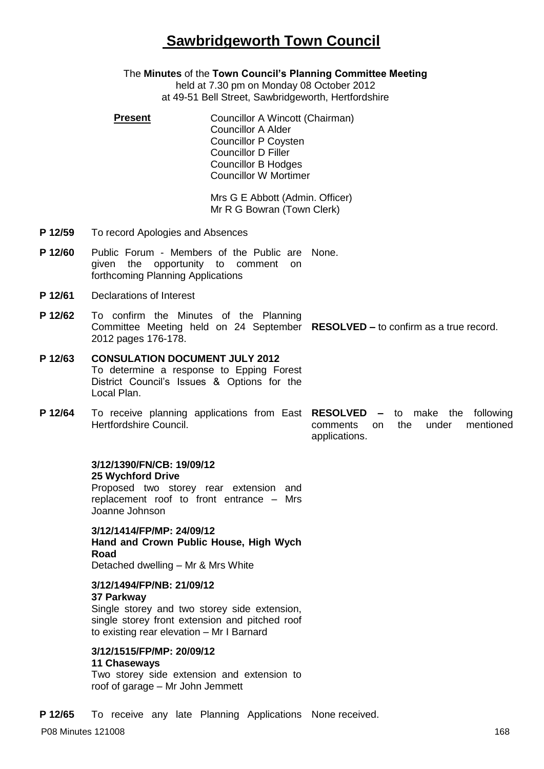# Sawbridgeworth Town Council

The **Minutes** of the **Town Council's Planning Committee Meeting**
held at 7.30 pm on Monday 08 October 2012
at 49-51 Bell Street, Sawbridgeworth, Hertfordshire

**Present**

Councillor A Wincott (Chairman)
Councillor A Alder
Councillor P Coysten
Councillor D Filler
Councillor B Hodges
Councillor W Mortimer

Mrs G E Abbott (Admin. Officer)
Mr R G Bowran (Town Clerk)

| | | |
|---|---|---|
| **P 12/59** | To record Apologies and Absences | |
| **P 12/60** | Public Forum - Members of the Public are given the opportunity to comment on forthcoming Planning Applications | None. |
| **P 12/61** | Declarations of Interest | |
| **P 12/62** | To confirm the Minutes of the Planning Committee Meeting held on 24 September 2012 pages 176-178. | **RESOLVED –** to confirm as a true record. |
| **P 12/63** | **CONSULATION DOCUMENT JULY 2012** To determine a response to Epping Forest District Council's Issues & Options for the Local Plan. | |
| **P 12/64** | To receive planning applications from East Hertfordshire Council. | **RESOLVED –** to make the following comments on the under mentioned applications. |

**3/12/1390/FN/CB: 19/09/12**
**25 Wychford Drive**
Proposed two storey rear extension and replacement roof to front entrance – Mrs Joanne Johnson

**3/12/1414/FP/MP: 24/09/12**
**Hand and Crown Public House, High Wych Road**
Detached dwelling – Mr & Mrs White

**3/12/1494/FP/NB: 21/09/12**
**37 Parkway**
Single storey and two storey side extension, single storey front extension and pitched roof to existing rear elevation – Mr I Barnard

**3/12/1515/FP/MP: 20/09/12**
**11 Chaseways**
Two storey side extension and extension to roof of garage – Mr John Jemmett

| | | |
|---|---|---|
| **P 12/65** | To receive any late Planning Applications | None received. |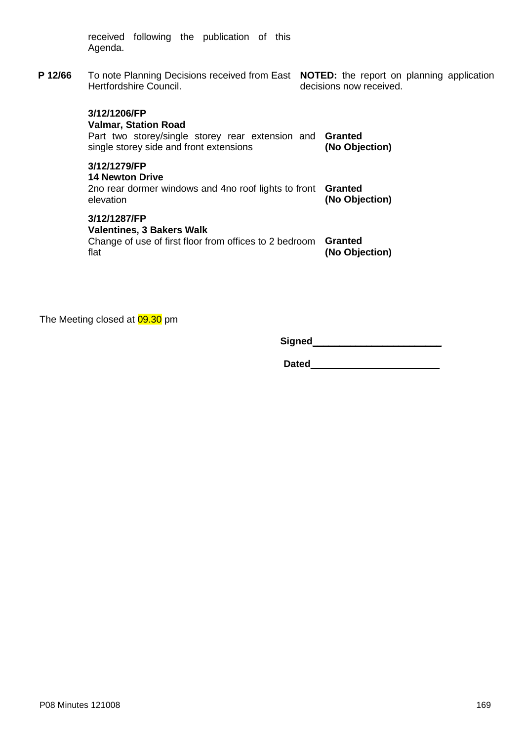received following the publication of this Agenda.

| | | |
|---|---|---|
| **P 12/66** | To note Planning Decisions received from East Hertfordshire Council. | **NOTED:** the report on planning application decisions now received. |

**3/12/1206/FP**
**Valmar, Station Road**
Part two storey/single storey rear extension and single storey side and front extensions — **Granted (No Objection)**

**3/12/1279/FP**
**14 Newton Drive**
2no rear dormer windows and 4no roof lights to front elevation — **Granted (No Objection)**

**3/12/1287/FP**
**Valentines, 3 Bakers Walk**
Change of use of first floor from offices to 2 bedroom flat — **Granted (No Objection)**

The Meeting closed at 09.30 pm

**Signed**\_\_\_\_\_\_\_\_\_\_\_\_\_\_\_\_\_\_\_\_\_\_\_

**Dated**\_\_\_\_\_\_\_\_\_\_\_\_\_\_\_\_\_\_\_\_\_\_\_

P08 Minutes 121008